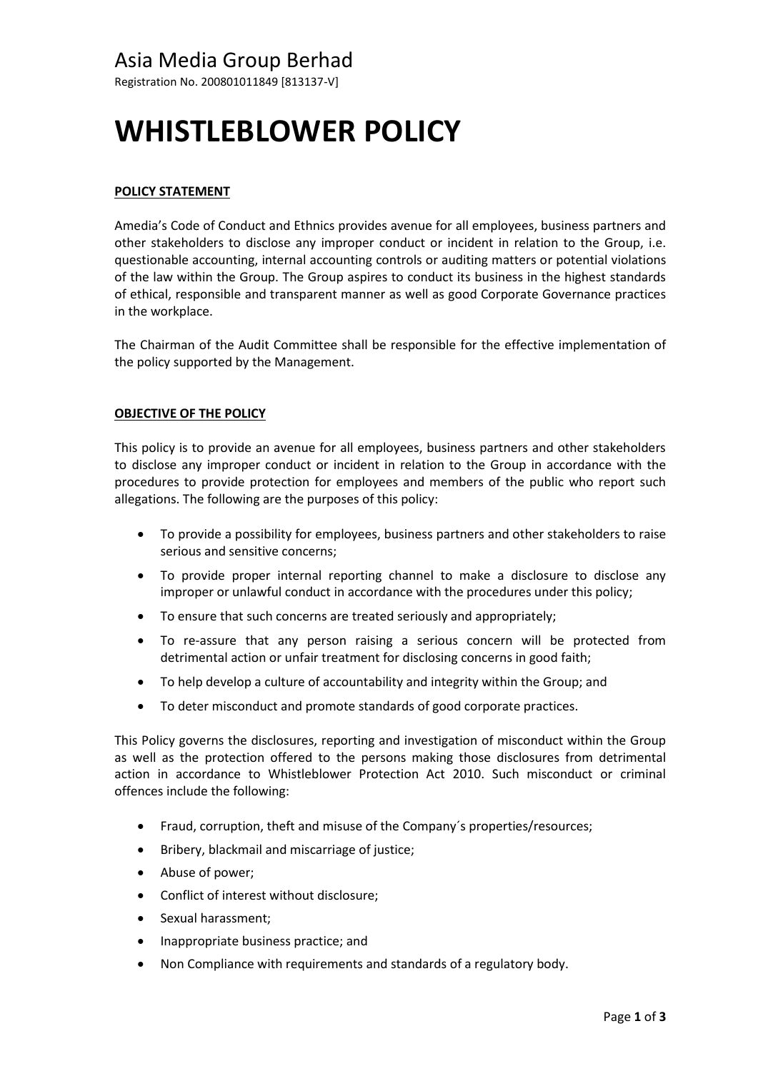Asia Media Group Berhad

Registration No. 200801011849 [813137-V]

# WHISTLEBLOWER POLICY

## POLICY STATEMENT

Amedia's Code of Conduct and Ethnics provides avenue for all employees, business partners and other stakeholders to disclose any improper conduct or incident in relation to the Group, i.e. questionable accounting, internal accounting controls or auditing matters or potential violations of the law within the Group. The Group aspires to conduct its business in the highest standards of ethical, responsible and transparent manner as well as good Corporate Governance practices in the workplace.

The Chairman of the Audit Committee shall be responsible for the effective implementation of the policy supported by the Management.

## OBJECTIVE OF THE POLICY

This policy is to provide an avenue for all employees, business partners and other stakeholders to disclose any improper conduct or incident in relation to the Group in accordance with the procedures to provide protection for employees and members of the public who report such allegations. The following are the purposes of this policy:

- To provide a possibility for employees, business partners and other stakeholders to raise serious and sensitive concerns;
- To provide proper internal reporting channel to make a disclosure to disclose any improper or unlawful conduct in accordance with the procedures under this policy;
- To ensure that such concerns are treated seriously and appropriately;
- To re-assure that any person raising a serious concern will be protected from detrimental action or unfair treatment for disclosing concerns in good faith;
- To help develop a culture of accountability and integrity within the Group; and
- To deter misconduct and promote standards of good corporate practices.

This Policy governs the disclosures, reporting and investigation of misconduct within the Group as well as the protection offered to the persons making those disclosures from detrimental action in accordance to Whistleblower Protection Act 2010. Such misconduct or criminal offences include the following:

- Fraud, corruption, theft and misuse of the Company´s properties/resources;
- Bribery, blackmail and miscarriage of justice;
- Abuse of power;
- Conflict of interest without disclosure;
- Sexual harassment;
- Inappropriate business practice; and
- Non Compliance with requirements and standards of a regulatory body.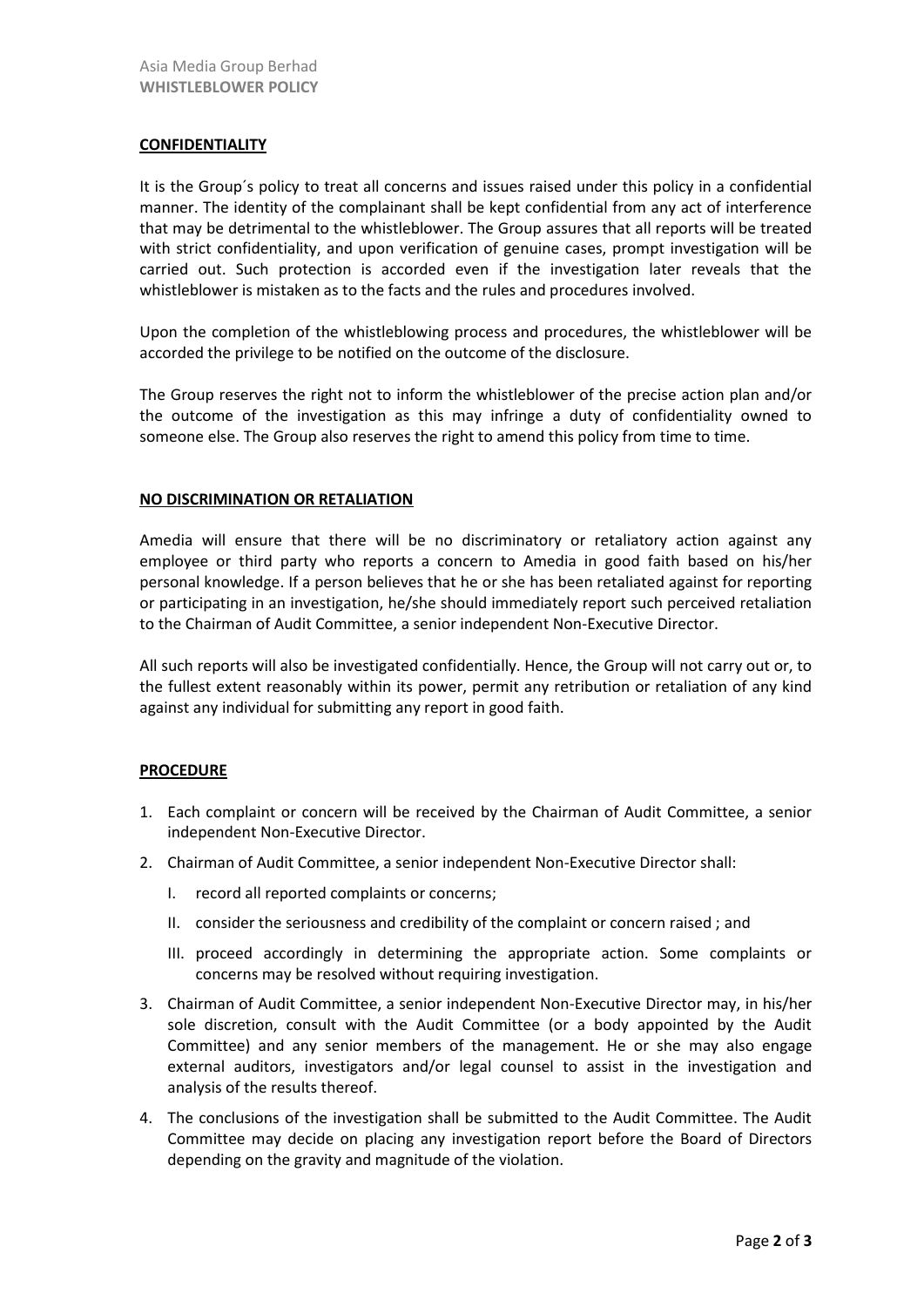## CONFIDENTIALITY

It is the Group´s policy to treat all concerns and issues raised under this policy in a confidential manner. The identity of the complainant shall be kept confidential from any act of interference that may be detrimental to the whistleblower. The Group assures that all reports will be treated with strict confidentiality, and upon verification of genuine cases, prompt investigation will be carried out. Such protection is accorded even if the investigation later reveals that the whistleblower is mistaken as to the facts and the rules and procedures involved.

Upon the completion of the whistleblowing process and procedures, the whistleblower will be accorded the privilege to be notified on the outcome of the disclosure.

The Group reserves the right not to inform the whistleblower of the precise action plan and/or the outcome of the investigation as this may infringe a duty of confidentiality owned to someone else. The Group also reserves the right to amend this policy from time to time.

## NO DISCRIMINATION OR RETALIATION

Amedia will ensure that there will be no discriminatory or retaliatory action against any employee or third party who reports a concern to Amedia in good faith based on his/her personal knowledge. If a person believes that he or she has been retaliated against for reporting or participating in an investigation, he/she should immediately report such perceived retaliation to the Chairman of Audit Committee, a senior independent Non-Executive Director.

All such reports will also be investigated confidentially. Hence, the Group will not carry out or, to the fullest extent reasonably within its power, permit any retribution or retaliation of any kind against any individual for submitting any report in good faith.

## PROCEDURE

1. Each complaint or concern will be received by the Chairman of Audit Committee, a senior independent Non-Executive Director.
2. Chairman of Audit Committee, a senior independent Non-Executive Director shall:
   I. record all reported complaints or concerns;
   II. consider the seriousness and credibility of the complaint or concern raised ; and
   III. proceed accordingly in determining the appropriate action. Some complaints or concerns may be resolved without requiring investigation.
3. Chairman of Audit Committee, a senior independent Non-Executive Director may, in his/her sole discretion, consult with the Audit Committee (or a body appointed by the Audit Committee) and any senior members of the management. He or she may also engage external auditors, investigators and/or legal counsel to assist in the investigation and analysis of the results thereof.
4. The conclusions of the investigation shall be submitted to the Audit Committee. The Audit Committee may decide on placing any investigation report before the Board of Directors depending on the gravity and magnitude of the violation.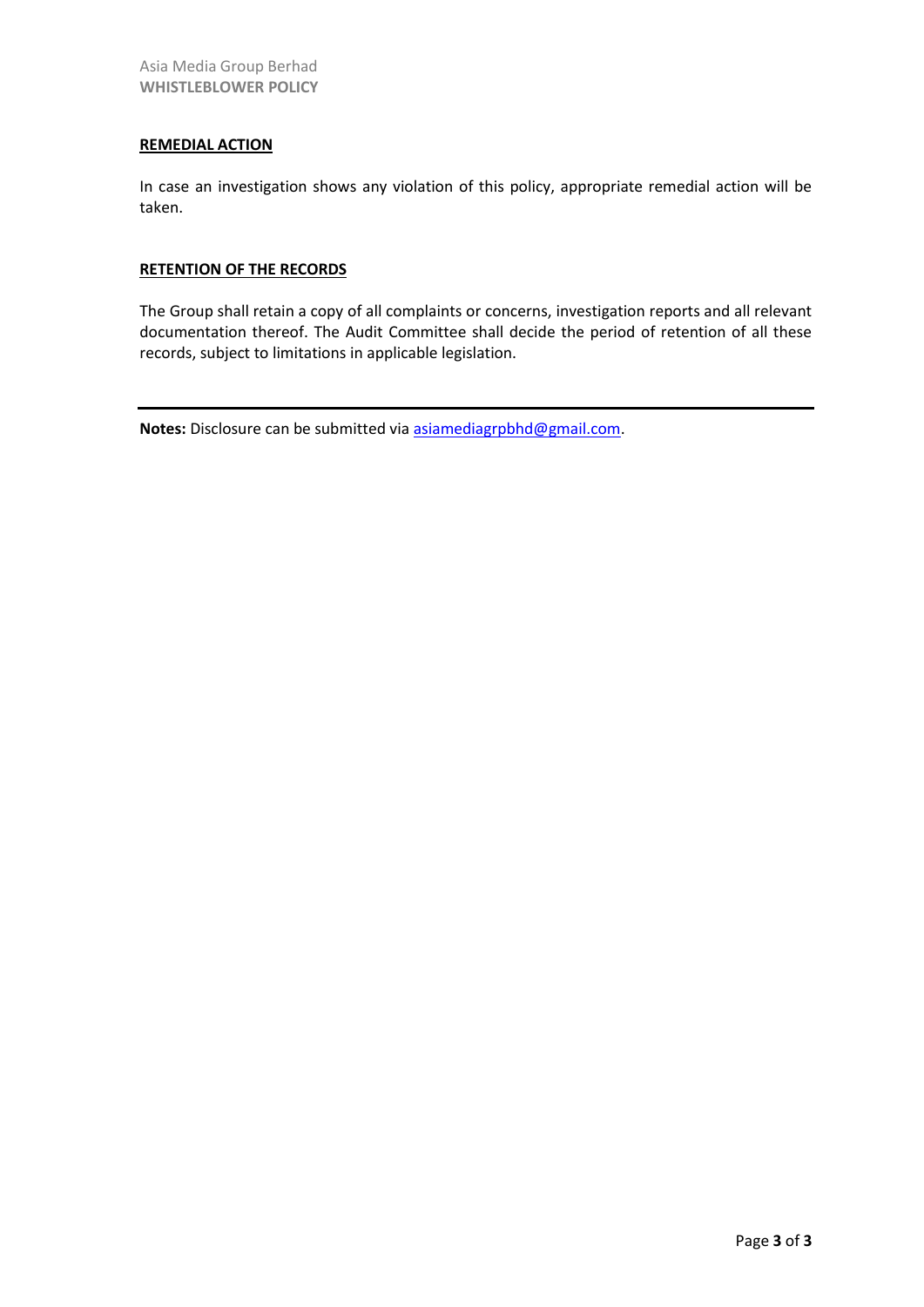## REMEDIAL ACTION

In case an investigation shows any violation of this policy, appropriate remedial action will be taken.

## RETENTION OF THE RECORDS

The Group shall retain a copy of all complaints or concerns, investigation reports and all relevant documentation thereof. The Audit Committee shall decide the period of retention of all these records, subject to limitations in applicable legislation.

---

**Notes:** Disclosure can be submitted via asiamediagrpbhd@gmail.com.